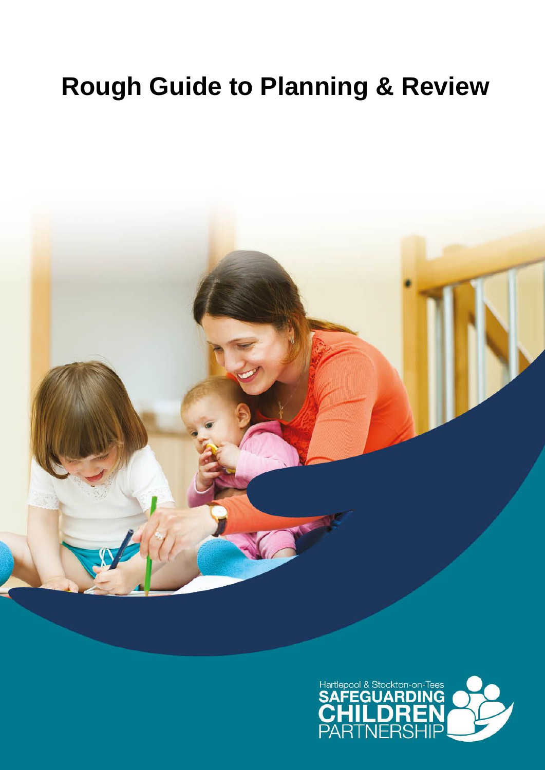# Rough Guide to Planning & Review

Hartlepool & Stockton-on-Tees
SAFEGUARDING
CHILDREN
PARTNERSHIP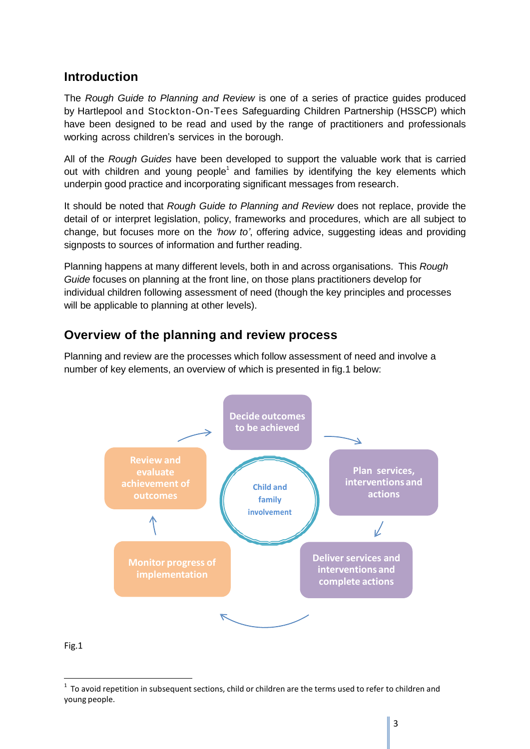## Introduction

The *Rough Guide to Planning and Review* is one of a series of practice guides produced by Hartlepool and Stockton-On-Tees Safeguarding Children Partnership (HSSCP) which have been designed to be read and used by the range of practitioners and professionals working across children's services in the borough.

All of the *Rough Guides* have been developed to support the valuable work that is carried out with children and young people[1] and families by identifying the key elements which underpin good practice and incorporating significant messages from research.

It should be noted that *Rough Guide to Planning and Review* does not replace, provide the detail of or interpret legislation, policy, frameworks and procedures, which are all subject to change, but focuses more on the *'how to'*, offering advice, suggesting ideas and providing signposts to sources of information and further reading.

Planning happens at many different levels, both in and across organisations. This *Rough Guide* focuses on planning at the front line, on those plans practitioners develop for individual children following assessment of need (though the key principles and processes will be applicable to planning at other levels).

## Overview of the planning and review process

Planning and review are the processes which follow assessment of need and involve a number of key elements, an overview of which is presented in fig.1 below:

Decide outcomes to be achieved → Plan services, interventions and actions → Deliver services and interventions and complete actions → Monitor progress of implementation → Review and evaluate achievement of outcomes → Decide outcomes to be achieved

(Centre: Child and family involvement)

Fig.1

[1] To avoid repetition in subsequent sections, child or children are the terms used to refer to children and young people.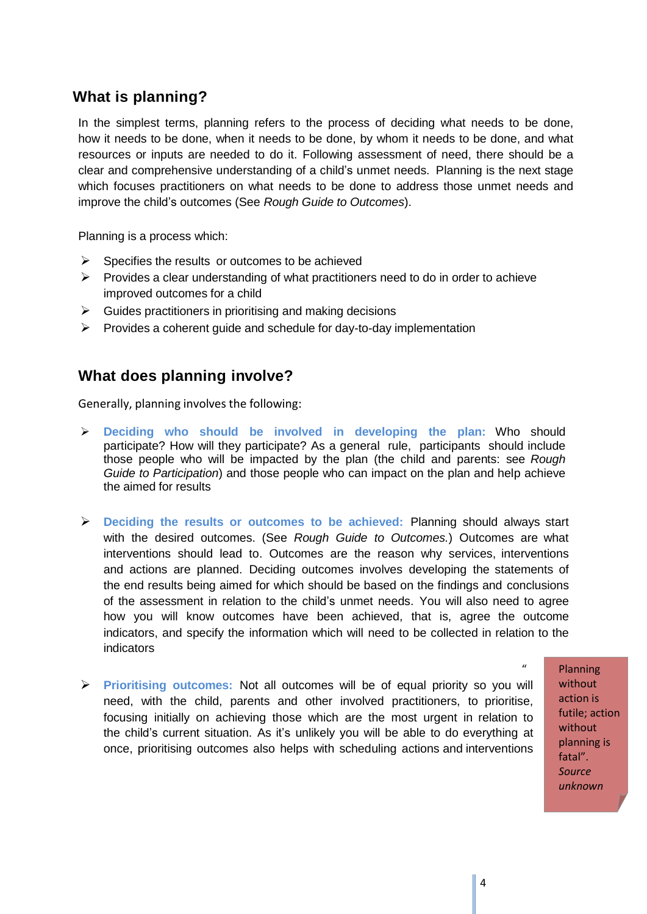## What is planning?

In the simplest terms, planning refers to the process of deciding what needs to be done, how it needs to be done, when it needs to be done, by whom it needs to be done, and what resources or inputs are needed to do it. Following assessment of need, there should be a clear and comprehensive understanding of a child's unmet needs. Planning is the next stage which focuses practitioners on what needs to be done to address those unmet needs and improve the child's outcomes (See *Rough Guide to Outcomes*).

Planning is a process which:

- Specifies the results or outcomes to be achieved
- Provides a clear understanding of what practitioners need to do in order to achieve improved outcomes for a child
- Guides practitioners in prioritising and making decisions
- Provides a coherent guide and schedule for day-to-day implementation

## What does planning involve?

Generally, planning involves the following:

- **Deciding who should be involved in developing the plan:** Who should participate? How will they participate? As a general rule, participants should include those people who will be impacted by the plan (the child and parents: see *Rough Guide to Participation*) and those people who can impact on the plan and help achieve the aimed for results

- **Deciding the results or outcomes to be achieved:** Planning should always start with the desired outcomes. (See *Rough Guide to Outcomes.*) Outcomes are what interventions should lead to. Outcomes are the reason why services, interventions and actions are planned. Deciding outcomes involves developing the statements of the end results being aimed for which should be based on the findings and conclusions of the assessment in relation to the child's unmet needs. You will also need to agree how you will know outcomes have been achieved, that is, agree the outcome indicators, and specify the information which will need to be collected in relation to the indicators

- **Prioritising outcomes:** Not all outcomes will be of equal priority so you will need, with the child, parents and other involved practitioners, to prioritise, focusing initially on achieving those which are the most urgent in relation to the child's current situation. As it's unlikely you will be able to do everything at once, prioritising outcomes also helps with scheduling actions and interventions

"Planning without action is futile; action without planning is fatal". *Source unknown*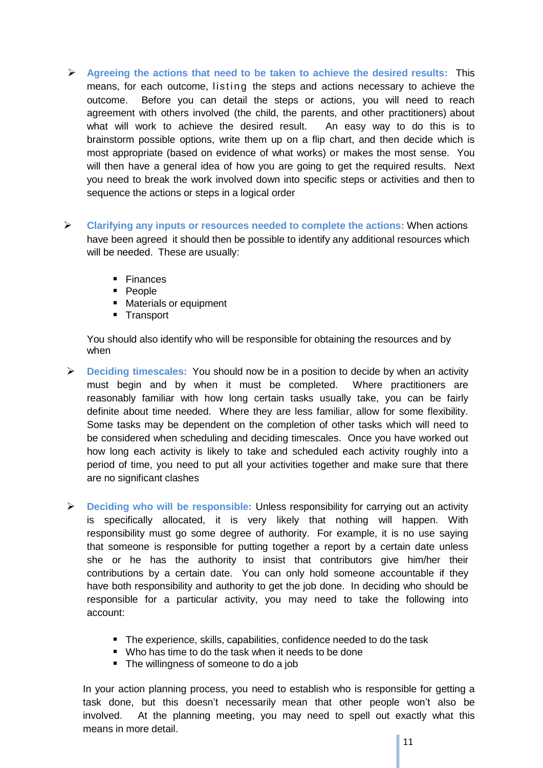- **Agreeing the actions that need to be taken to achieve the desired results:** This means, for each outcome, listing the steps and actions necessary to achieve the outcome. Before you can detail the steps or actions, you will need to reach agreement with others involved (the child, the parents, and other practitioners) about what will work to achieve the desired result. An easy way to do this is to brainstorm possible options, write them up on a flip chart, and then decide which is most appropriate (based on evidence of what works) or makes the most sense. You will then have a general idea of how you are going to get the required results. Next you need to break the work involved down into specific steps or activities and then to sequence the actions or steps in a logical order

- **Clarifying any inputs or resources needed to complete the actions:** When actions have been agreed it should then be possible to identify any additional resources which will be needed. These are usually:

  - Finances
  - People
  - Materials or equipment
  - Transport

  You should also identify who will be responsible for obtaining the resources and by when

- **Deciding timescales:** You should now be in a position to decide by when an activity must begin and by when it must be completed. Where practitioners are reasonably familiar with how long certain tasks usually take, you can be fairly definite about time needed. Where they are less familiar, allow for some flexibility. Some tasks may be dependent on the completion of other tasks which will need to be considered when scheduling and deciding timescales. Once you have worked out how long each activity is likely to take and scheduled each activity roughly into a period of time, you need to put all your activities together and make sure that there are no significant clashes

- **Deciding who will be responsible:** Unless responsibility for carrying out an activity is specifically allocated, it is very likely that nothing will happen. With responsibility must go some degree of authority. For example, it is no use saying that someone is responsible for putting together a report by a certain date unless she or he has the authority to insist that contributors give him/her their contributions by a certain date. You can only hold someone accountable if they have both responsibility and authority to get the job done. In deciding who should be responsible for a particular activity, you may need to take the following into account:

  - The experience, skills, capabilities, confidence needed to do the task
  - Who has time to do the task when it needs to be done
  - The willingness of someone to do a job

  In your action planning process, you need to establish who is responsible for getting a task done, but this doesn't necessarily mean that other people won't also be involved. At the planning meeting, you may need to spell out exactly what this means in more detail.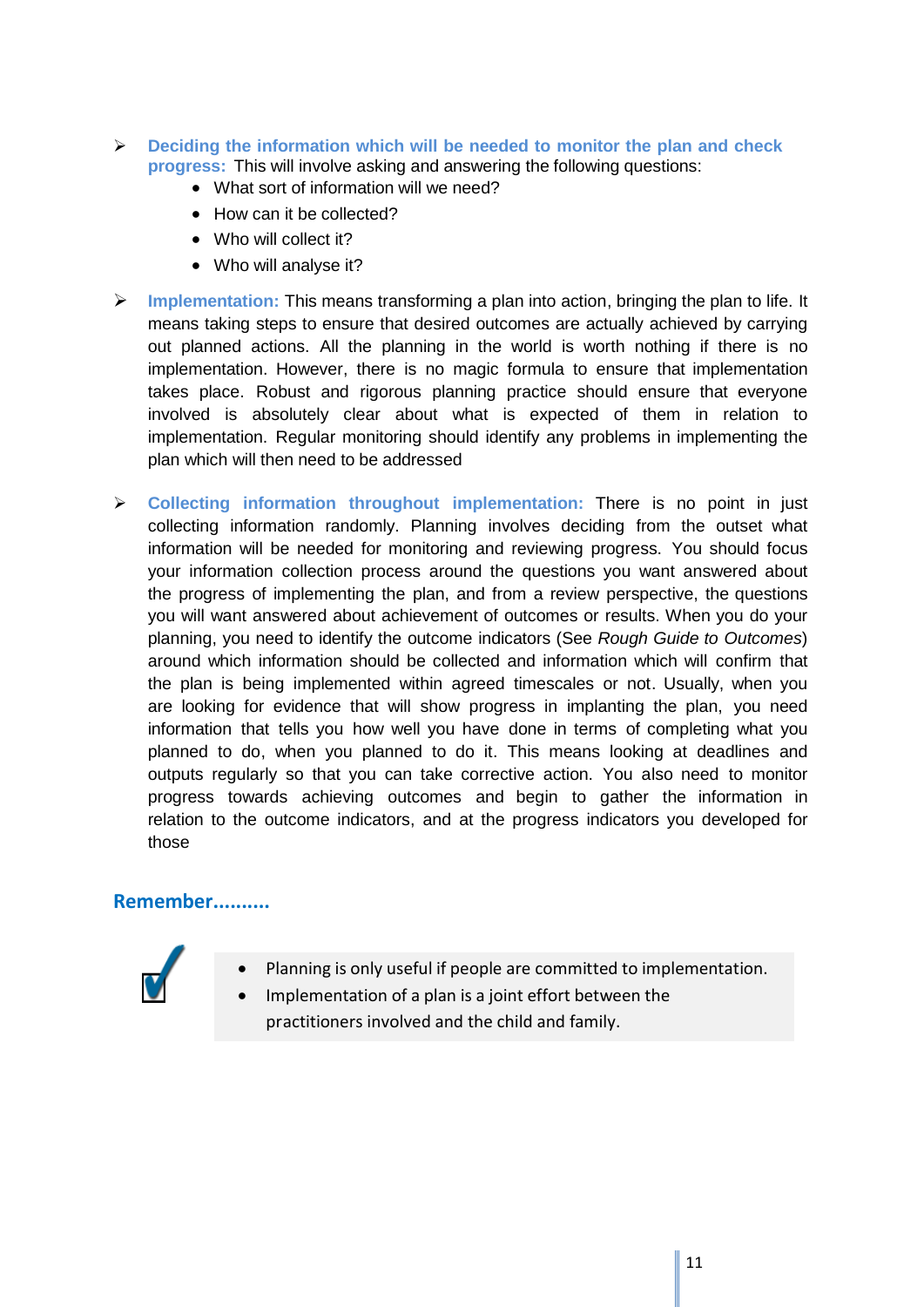- **Deciding the information which will be needed to monitor the plan and check progress:** This will involve asking and answering the following questions:
  - What sort of information will we need?
  - How can it be collected?
  - Who will collect it?
  - Who will analyse it?

- **Implementation:** This means transforming a plan into action, bringing the plan to life. It means taking steps to ensure that desired outcomes are actually achieved by carrying out planned actions. All the planning in the world is worth nothing if there is no implementation. However, there is no magic formula to ensure that implementation takes place. Robust and rigorous planning practice should ensure that everyone involved is absolutely clear about what is expected of them in relation to implementation. Regular monitoring should identify any problems in implementing the plan which will then need to be addressed

- **Collecting information throughout implementation:** There is no point in just collecting information randomly. Planning involves deciding from the outset what information will be needed for monitoring and reviewing progress. You should focus your information collection process around the questions you want answered about the progress of implementing the plan, and from a review perspective, the questions you will want answered about achievement of outcomes or results. When you do your planning, you need to identify the outcome indicators (See *Rough Guide to Outcomes*) around which information should be collected and information which will confirm that the plan is being implemented within agreed timescales or not. Usually, when you are looking for evidence that will show progress in implanting the plan, you need information that tells you how well you have done in terms of completing what you planned to do, when you planned to do it. This means looking at deadlines and outputs regularly so that you can take corrective action. You also need to monitor progress towards achieving outcomes and begin to gather the information in relation to the outcome indicators, and at the progress indicators you developed for those

## Remember..........

- Planning is only useful if people are committed to implementation.
- Implementation of a plan is a joint effort between the practitioners involved and the child and family.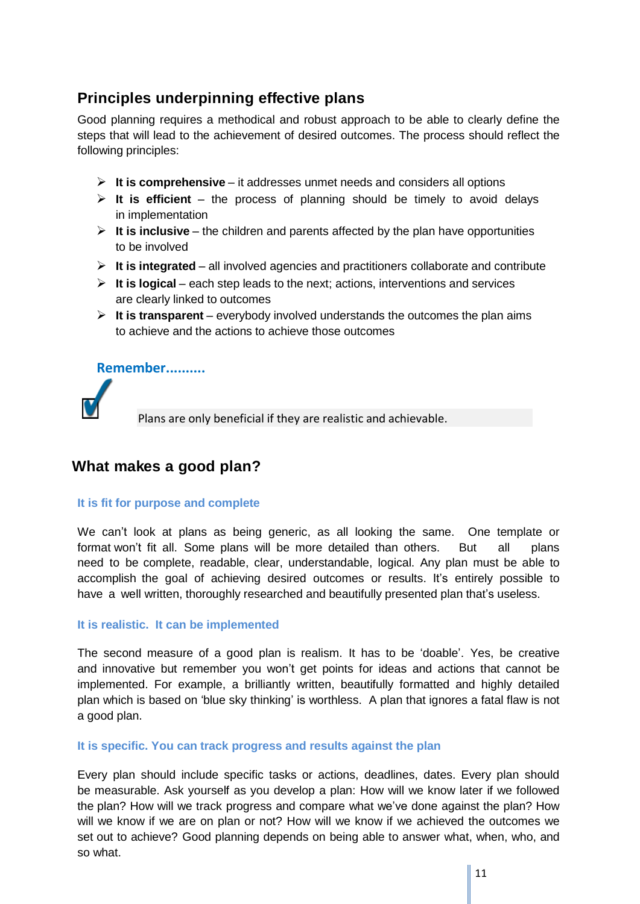## Principles underpinning effective plans

Good planning requires a methodical and robust approach to be able to clearly define the steps that will lead to the achievement of desired outcomes. The process should reflect the following principles:

- **It is comprehensive** – it addresses unmet needs and considers all options
- **It is efficient** – the process of planning should be timely to avoid delays in implementation
- **It is inclusive** – the children and parents affected by the plan have opportunities to be involved
- **It is integrated** – all involved agencies and practitioners collaborate and contribute
- **It is logical** – each step leads to the next; actions, interventions and services are clearly linked to outcomes
- **It is transparent** – everybody involved understands the outcomes the plan aims to achieve and the actions to achieve those outcomes

**Remember..........**

Plans are only beneficial if they are realistic and achievable.

## What makes a good plan?

### It is fit for purpose and complete

We can't look at plans as being generic, as all looking the same. One template or format won't fit all. Some plans will be more detailed than others. But all plans need to be complete, readable, clear, understandable, logical. Any plan must be able to accomplish the goal of achieving desired outcomes or results. It's entirely possible to have a well written, thoroughly researched and beautifully presented plan that's useless.

### It is realistic. It can be implemented

The second measure of a good plan is realism. It has to be 'doable'. Yes, be creative and innovative but remember you won't get points for ideas and actions that cannot be implemented. For example, a brilliantly written, beautifully formatted and highly detailed plan which is based on 'blue sky thinking' is worthless. A plan that ignores a fatal flaw is not a good plan.

### It is specific. You can track progress and results against the plan

Every plan should include specific tasks or actions, deadlines, dates. Every plan should be measurable. Ask yourself as you develop a plan: How will we know later if we followed the plan? How will we track progress and compare what we've done against the plan? How will we know if we are on plan or not? How will we know if we achieved the outcomes we set out to achieve? Good planning depends on being able to answer what, when, who, and so what.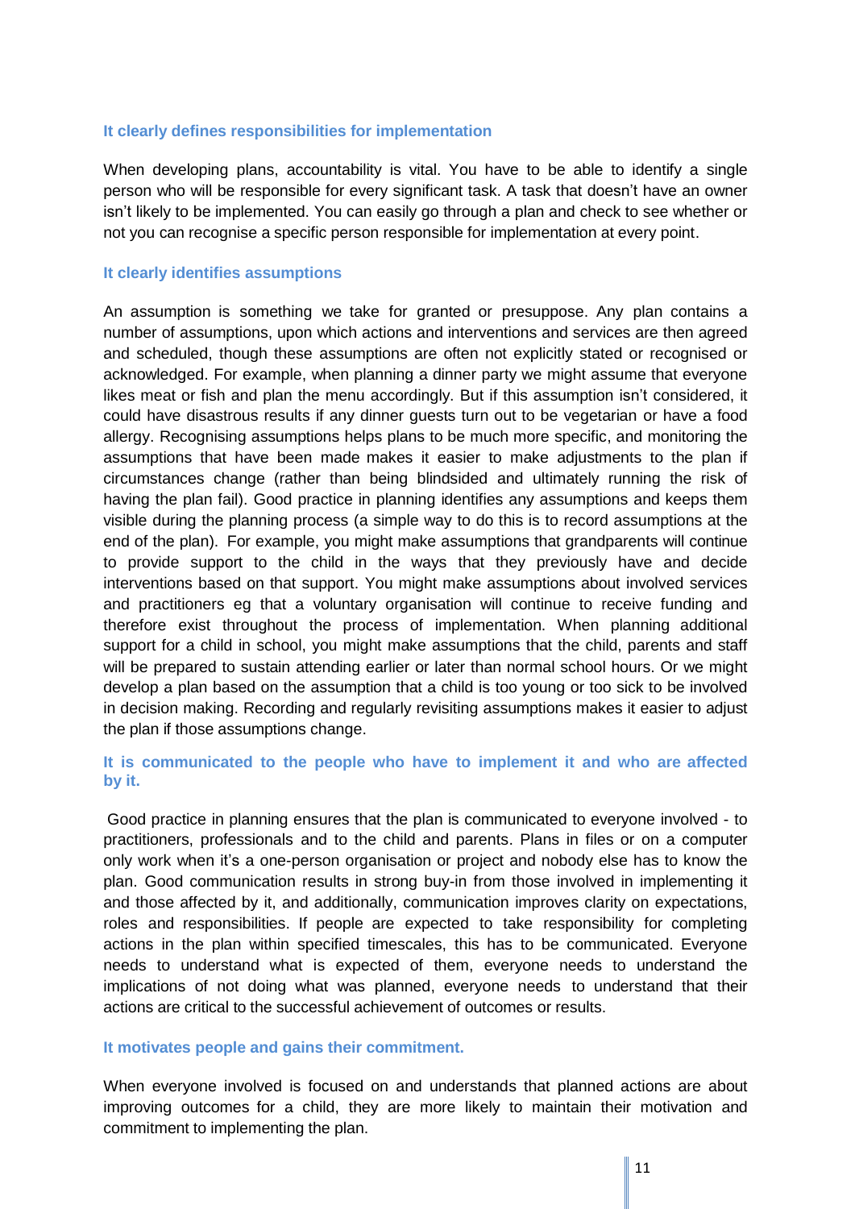### It clearly defines responsibilities for implementation

When developing plans, accountability is vital. You have to be able to identify a single person who will be responsible for every significant task. A task that doesn't have an owner isn't likely to be implemented. You can easily go through a plan and check to see whether or not you can recognise a specific person responsible for implementation at every point.

### It clearly identifies assumptions

An assumption is something we take for granted or presuppose. Any plan contains a number of assumptions, upon which actions and interventions and services are then agreed and scheduled, though these assumptions are often not explicitly stated or recognised or acknowledged. For example, when planning a dinner party we might assume that everyone likes meat or fish and plan the menu accordingly. But if this assumption isn't considered, it could have disastrous results if any dinner guests turn out to be vegetarian or have a food allergy. Recognising assumptions helps plans to be much more specific, and monitoring the assumptions that have been made makes it easier to make adjustments to the plan if circumstances change (rather than being blindsided and ultimately running the risk of having the plan fail). Good practice in planning identifies any assumptions and keeps them visible during the planning process (a simple way to do this is to record assumptions at the end of the plan). For example, you might make assumptions that grandparents will continue to provide support to the child in the ways that they previously have and decide interventions based on that support. You might make assumptions about involved services and practitioners eg that a voluntary organisation will continue to receive funding and therefore exist throughout the process of implementation. When planning additional support for a child in school, you might make assumptions that the child, parents and staff will be prepared to sustain attending earlier or later than normal school hours. Or we might develop a plan based on the assumption that a child is too young or too sick to be involved in decision making. Recording and regularly revisiting assumptions makes it easier to adjust the plan if those assumptions change.

### It is communicated to the people who have to implement it and who are affected by it.

Good practice in planning ensures that the plan is communicated to everyone involved - to practitioners, professionals and to the child and parents. Plans in files or on a computer only work when it's a one-person organisation or project and nobody else has to know the plan. Good communication results in strong buy-in from those involved in implementing it and those affected by it, and additionally, communication improves clarity on expectations, roles and responsibilities. If people are expected to take responsibility for completing actions in the plan within specified timescales, this has to be communicated. Everyone needs to understand what is expected of them, everyone needs to understand the implications of not doing what was planned, everyone needs to understand that their actions are critical to the successful achievement of outcomes or results.

### It motivates people and gains their commitment.

When everyone involved is focused on and understands that planned actions are about improving outcomes for a child, they are more likely to maintain their motivation and commitment to implementing the plan.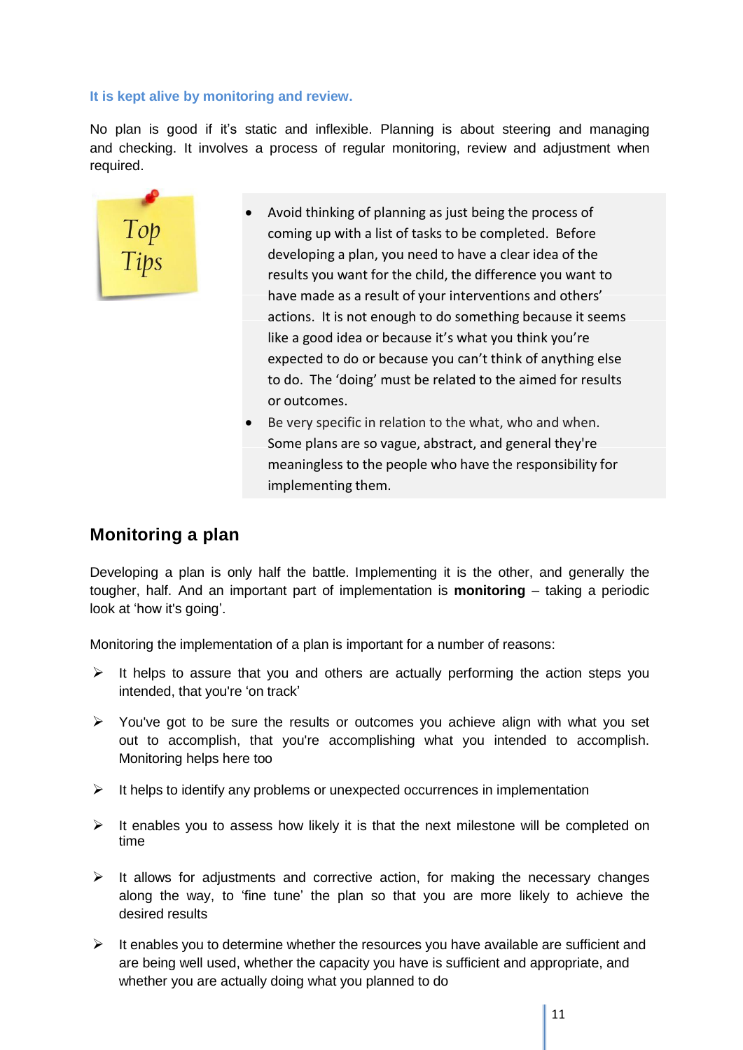**It is kept alive by monitoring and review.**

No plan is good if it's static and inflexible. Planning is about steering and managing and checking. It involves a process of regular monitoring, review and adjustment when required.

**Top Tips**

- Avoid thinking of planning as just being the process of coming up with a list of tasks to be completed. Before developing a plan, you need to have a clear idea of the results you want for the child, the difference you want to have made as a result of your interventions and others' actions. It is not enough to do something because it seems like a good idea or because it's what you think you're expected to do or because you can't think of anything else to do. The 'doing' must be related to the aimed for results or outcomes.
- Be very specific in relation to the what, who and when. Some plans are so vague, abstract, and general they're meaningless to the people who have the responsibility for implementing them.

## Monitoring a plan

Developing a plan is only half the battle. Implementing it is the other, and generally the tougher, half. And an important part of implementation is **monitoring** – taking a periodic look at 'how it's going'.

Monitoring the implementation of a plan is important for a number of reasons:

- It helps to assure that you and others are actually performing the action steps you intended, that you're 'on track'
- You've got to be sure the results or outcomes you achieve align with what you set out to accomplish, that you're accomplishing what you intended to accomplish. Monitoring helps here too
- It helps to identify any problems or unexpected occurrences in implementation
- It enables you to assess how likely it is that the next milestone will be completed on time
- It allows for adjustments and corrective action, for making the necessary changes along the way, to 'fine tune' the plan so that you are more likely to achieve the desired results
- It enables you to determine whether the resources you have available are sufficient and are being well used, whether the capacity you have is sufficient and appropriate, and whether you are actually doing what you planned to do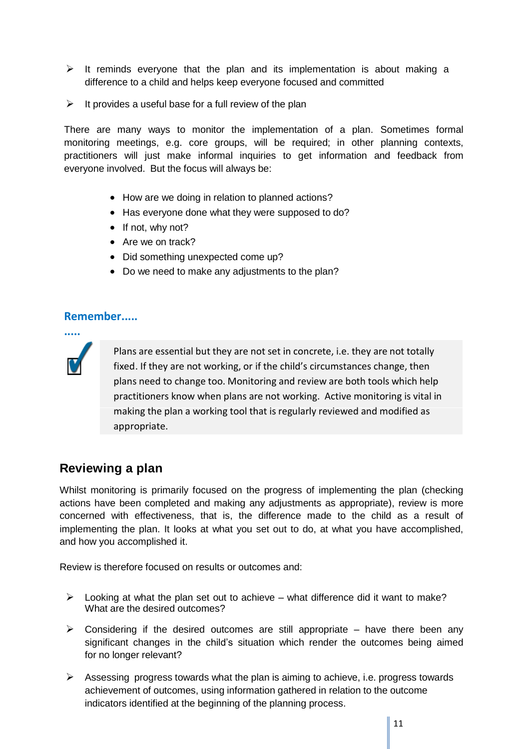- It reminds everyone that the plan and its implementation is about making a difference to a child and helps keep everyone focused and committed
- It provides a useful base for a full review of the plan

There are many ways to monitor the implementation of a plan. Sometimes formal monitoring meetings, e.g. core groups, will be required; in other planning contexts, practitioners will just make informal inquiries to get information and feedback from everyone involved. But the focus will always be:

- How are we doing in relation to planned actions?
- Has everyone done what they were supposed to do?
- If not, why not?
- Are we on track?
- Did something unexpected come up?
- Do we need to make any adjustments to the plan?

**Remember..........**

> Plans are essential but they are not set in concrete, i.e. they are not totally fixed. If they are not working, or if the child's circumstances change, then plans need to change too. Monitoring and review are both tools which help practitioners know when plans are not working. Active monitoring is vital in making the plan a working tool that is regularly reviewed and modified as appropriate.

## Reviewing a plan

Whilst monitoring is primarily focused on the progress of implementing the plan (checking actions have been completed and making any adjustments as appropriate), review is more concerned with effectiveness, that is, the difference made to the child as a result of implementing the plan. It looks at what you set out to do, at what you have accomplished, and how you accomplished it.

Review is therefore focused on results or outcomes and:

- Looking at what the plan set out to achieve – what difference did it want to make? What are the desired outcomes?
- Considering if the desired outcomes are still appropriate – have there been any significant changes in the child's situation which render the outcomes being aimed for no longer relevant?
- Assessing progress towards what the plan is aiming to achieve, i.e. progress towards achievement of outcomes, using information gathered in relation to the outcome indicators identified at the beginning of the planning process.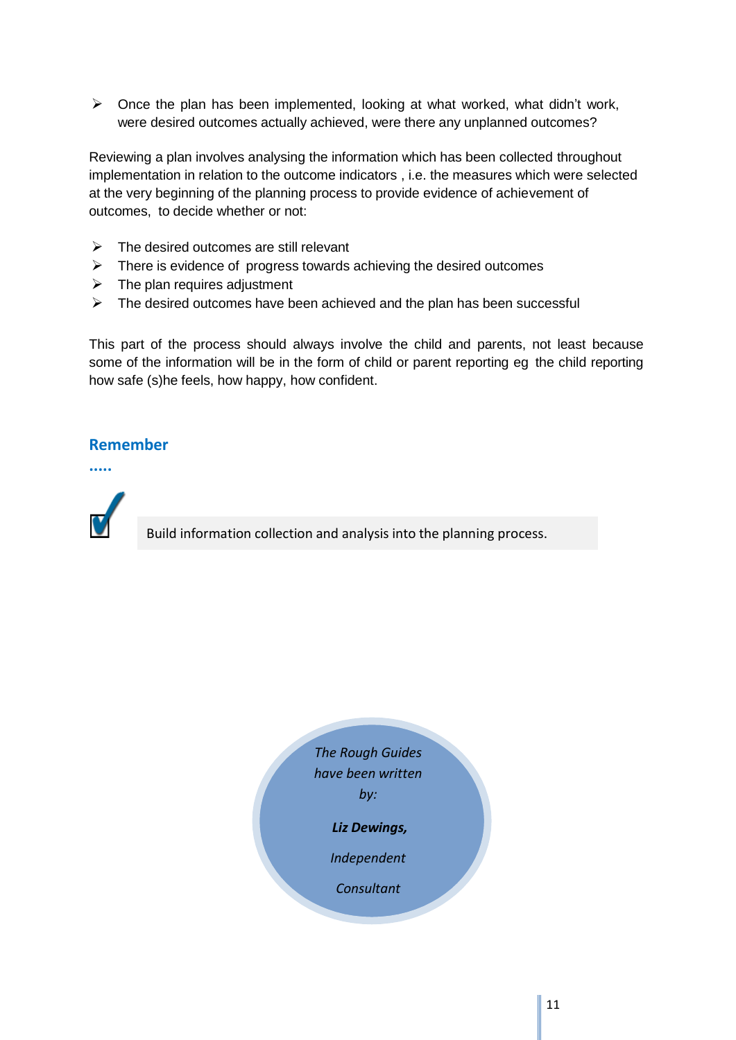- Once the plan has been implemented, looking at what worked, what didn't work, were desired outcomes actually achieved, were there any unplanned outcomes?

Reviewing a plan involves analysing the information which has been collected throughout implementation in relation to the outcome indicators , i.e. the measures which were selected at the very beginning of the planning process to provide evidence of achievement of outcomes, to decide whether or not:

- The desired outcomes are still relevant
- There is evidence of progress towards achieving the desired outcomes
- The plan requires adjustment
- The desired outcomes have been achieved and the plan has been successful

This part of the process should always involve the child and parents, not least because some of the information will be in the form of child or parent reporting eg the child reporting how safe (s)he feels, how happy, how confident.

## Remember .....

Build information collection and analysis into the planning process.

*The Rough Guides have been written by:*

***Liz Dewings,***

*Independent Consultant*